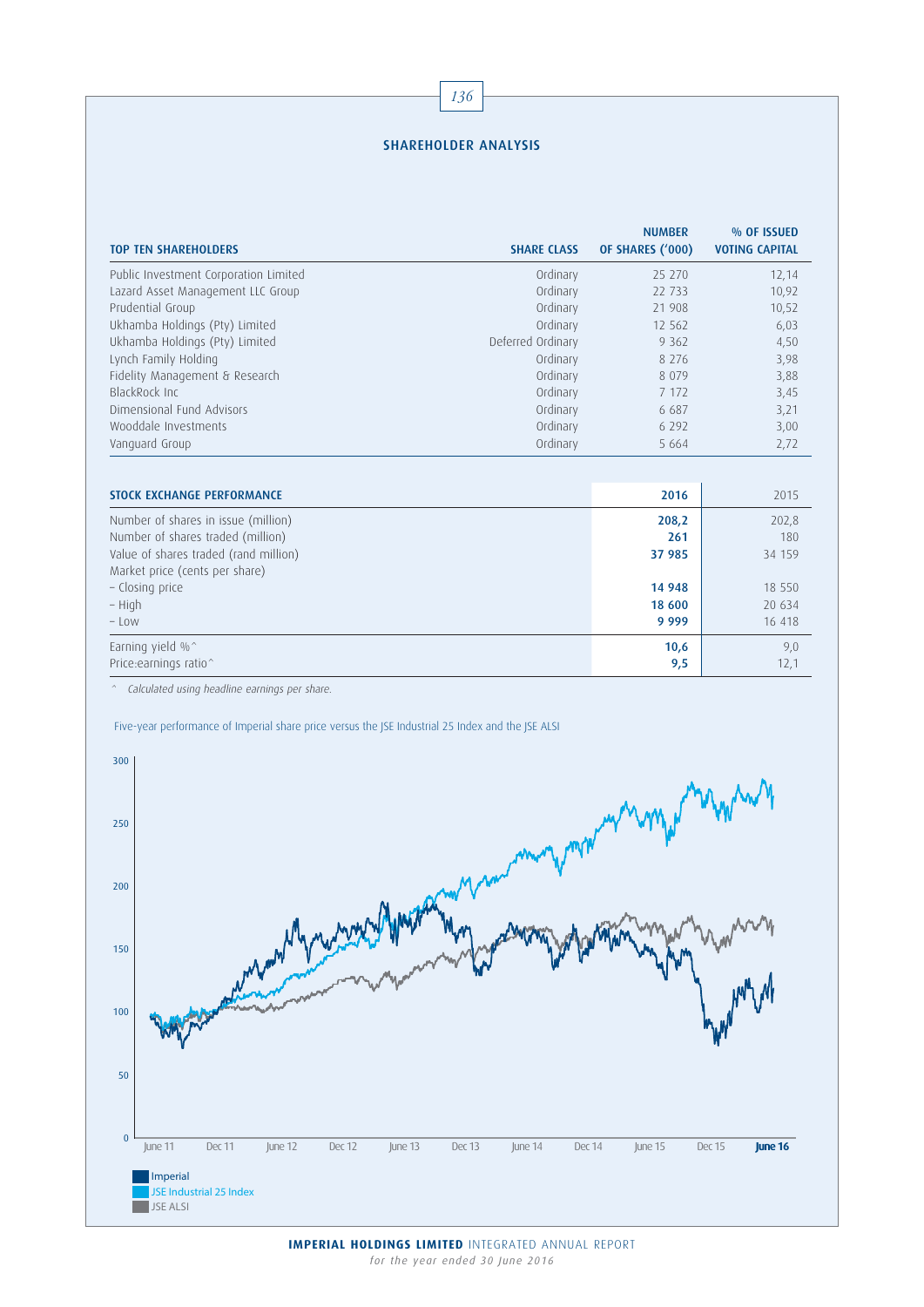# SHAREHOLDER ANALYSIS

| TOP TEN SHAREHOLDERS | SHARE CLASS | NUMBER OF SHARES ('000) | % OF ISSUED VOTING CAPITAL |
|---|---|---|---|
| Public Investment Corporation Limited | Ordinary | 25 270 | 12,14 |
| Lazard Asset Management LLC Group | Ordinary | 22 733 | 10,92 |
| Prudential Group | Ordinary | 21 908 | 10,52 |
| Ukhamba Holdings (Pty) Limited | Ordinary | 12 562 | 6,03 |
| Ukhamba Holdings (Pty) Limited | Deferred Ordinary | 9 362 | 4,50 |
| Lynch Family Holding | Ordinary | 8 276 | 3,98 |
| Fidelity Management & Research | Ordinary | 8 079 | 3,88 |
| BlackRock Inc | Ordinary | 7 172 | 3,45 |
| Dimensional Fund Advisors | Ordinary | 6 687 | 3,21 |
| Wooddale Investments | Ordinary | 6 292 | 3,00 |
| Vanguard Group | Ordinary | 5 664 | 2,72 |

| STOCK EXCHANGE PERFORMANCE | 2016 | 2015 |
|---|---|---|
| Number of shares in issue (million) | **208,2** | 202,8 |
| Number of shares traded (million) | **261** | 180 |
| Value of shares traded (rand million) | **37 985** | 34 159 |
| Market price (cents per share) | | |
| – Closing price | **14 948** | 18 550 |
| – High | **18 600** | 20 634 |
| – Low | **9 999** | 16 418 |
| Earning yield %^ | **10,6** | 9,0 |
| Price:earnings ratio^ | **9,5** | 12,1 |

^ *Calculated using headline earnings per share.*

Five-year performance of Imperial share price versus the JSE Industrial 25 Index and the JSE ALSI

Legend: Imperial; JSE Industrial 25 Index; JSE ALSI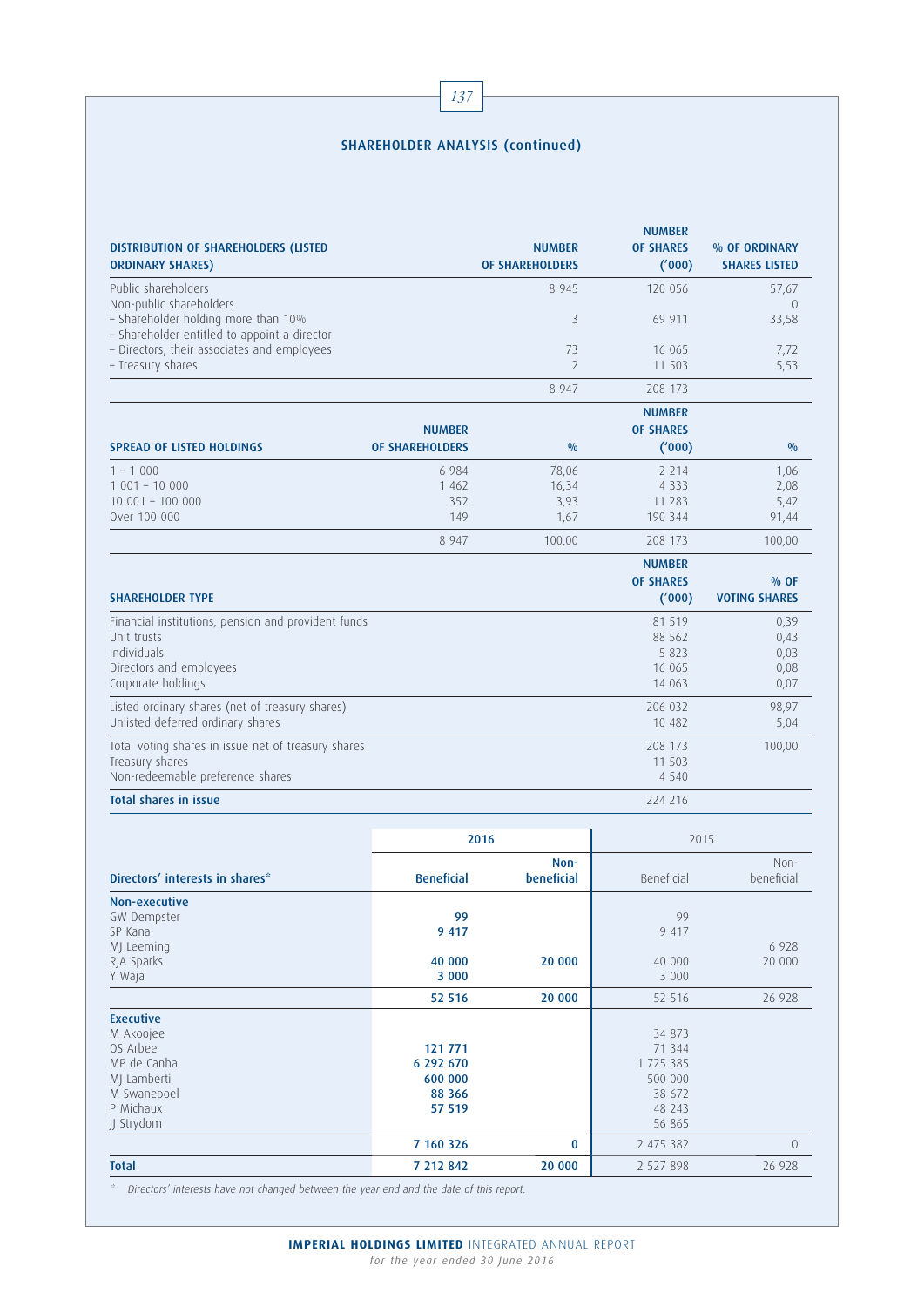## SHAREHOLDER ANALYSIS (continued)

| DISTRIBUTION OF SHAREHOLDERS (LISTED ORDINARY SHARES) | NUMBER OF SHAREHOLDERS | NUMBER OF SHARES ('000) | % OF ORDINARY SHARES LISTED |
|---|---|---|---|
| Public shareholders | 8 945 | 120 056 | 57,67 |
| Non-public shareholders | | | 0 |
| – Shareholder holding more than 10% – Shareholder entitled to appoint a director | 3 | 69 911 | 33,58 |
| – Directors, their associates and employees | 73 | 16 065 | 7,72 |
| – Treasury shares | 2 | 11 503 | 5,53 |
| | 8 947 | 208 173 | |

| SPREAD OF LISTED HOLDINGS | NUMBER OF SHAREHOLDERS | % | NUMBER OF SHARES ('000) | % |
|---|---|---|---|---|
| 1 – 1 000 | 6 984 | 78,06 | 2 214 | 1,06 |
| 1 001 – 10 000 | 1 462 | 16,34 | 4 333 | 2,08 |
| 10 001 – 100 000 | 352 | 3,93 | 11 283 | 5,42 |
| Over 100 000 | 149 | 1,67 | 190 344 | 91,44 |
| | 8 947 | 100,00 | 208 173 | 100,00 |

| SHAREHOLDER TYPE | NUMBER OF SHARES ('000) | % OF VOTING SHARES |
|---|---|---|
| Financial institutions, pension and provident funds | 81 519 | 0,39 |
| Unit trusts | 88 562 | 0,43 |
| Individuals | 5 823 | 0,03 |
| Directors and employees | 16 065 | 0,08 |
| Corporate holdings | 14 063 | 0,07 |
| Listed ordinary shares (net of treasury shares) | 206 032 | 98,97 |
| Unlisted deferred ordinary shares | 10 482 | 5,04 |
| Total voting shares in issue net of treasury shares | 208 173 | 100,00 |
| Treasury shares | 11 503 | |
| Non-redeemable preference shares | 4 540 | |
| **Total shares in issue** | 224 216 | |

| | **2016** | | 2015 | |
|---|---|---|---|---|
| **Directors' interests in shares*** | **Beneficial** | **Non-beneficial** | Beneficial | Non-beneficial |
| **Non-executive** | | | | |
| GW Dempster | **99** | | 99 | |
| SP Kana | **9 417** | | 9 417 | |
| MJ Leeming | | | | 6 928 |
| RJA Sparks | **40 000** | **20 000** | 40 000 | 20 000 |
| Y Waja | **3 000** | | 3 000 | |
| | **52 516** | **20 000** | 52 516 | 26 928 |
| **Executive** | | | | |
| M Akoojee | | | 34 873 | |
| OS Arbee | **121 771** | | 71 344 | |
| MP de Canha | **6 292 670** | | 1 725 385 | |
| MJ Lamberti | **600 000** | | 500 000 | |
| M Swanepoel | **88 366** | | 38 672 | |
| P Michaux | **57 519** | | 48 243 | |
| JJ Strydom | | | 56 865 | |
| | **7 160 326** | **0** | 2 475 382 | 0 |
| **Total** | **7 212 842** | **20 000** | 2 527 898 | 26 928 |

\* *Directors' interests have not changed between the year end and the date of this report.*